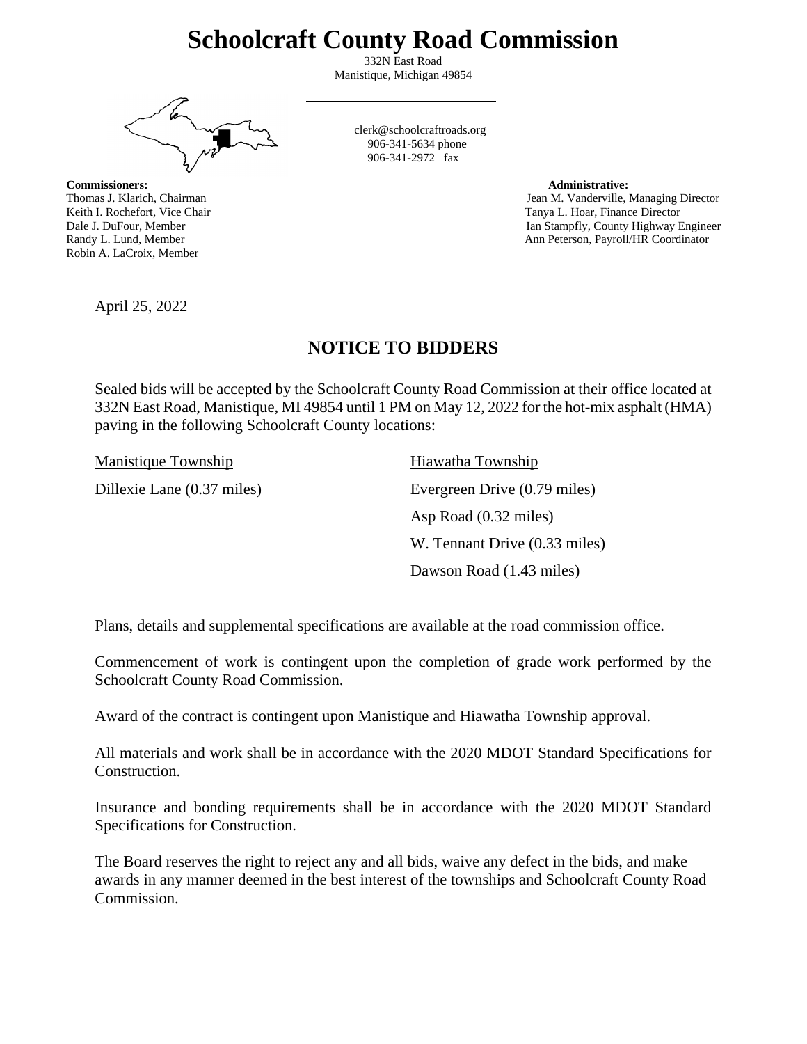# Schoolcraft County Road Commission

332N East Road
Manistique, Michigan 49854

clerk@schoolcraftroads.org
906-341-5634 phone
906-341-2972 fax

**Commissioners:**
Thomas J. Klarich, Chairman
Keith I. Rochefort, Vice Chair
Dale J. DuFour, Member
Randy L. Lund, Member
Robin A. LaCroix, Member

**Administrative:**
Jean M. Vanderville, Managing Director
Tanya L. Hoar, Finance Director
Ian Stampfly, County Highway Engineer
Ann Peterson, Payroll/HR Coordinator

April 25, 2022

## NOTICE TO BIDDERS

Sealed bids will be accepted by the Schoolcraft County Road Commission at their office located at 332N East Road, Manistique, MI 49854 until 1 PM on May 12, 2022 for the hot-mix asphalt (HMA) paving in the following Schoolcraft County locations:

| Manistique Township | Hiawatha Township |
| --- | --- |
| Dillexie Lane (0.37 miles) | Evergreen Drive (0.79 miles) |
| | Asp Road (0.32 miles) |
| | W. Tennant Drive (0.33 miles) |
| | Dawson Road (1.43 miles) |

Plans, details and supplemental specifications are available at the road commission office.

Commencement of work is contingent upon the completion of grade work performed by the Schoolcraft County Road Commission.

Award of the contract is contingent upon Manistique and Hiawatha Township approval.

All materials and work shall be in accordance with the 2020 MDOT Standard Specifications for Construction.

Insurance and bonding requirements shall be in accordance with the 2020 MDOT Standard Specifications for Construction.

The Board reserves the right to reject any and all bids, waive any defect in the bids, and make awards in any manner deemed in the best interest of the townships and Schoolcraft County Road Commission.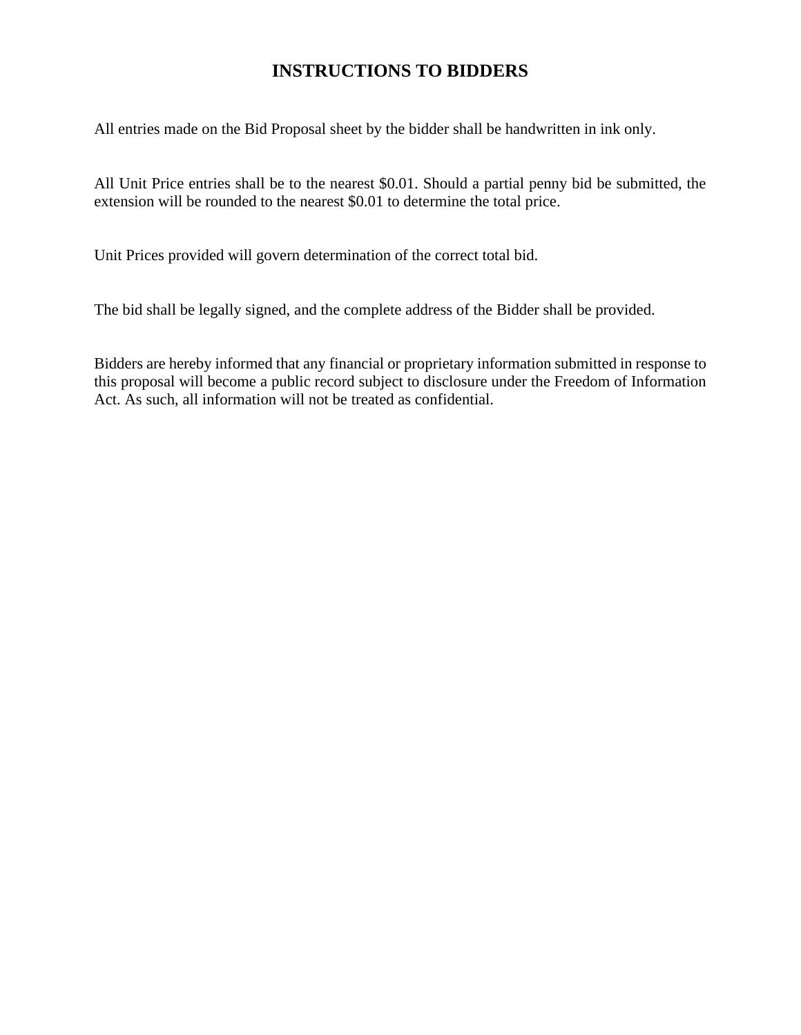# INSTRUCTIONS TO BIDDERS

All entries made on the Bid Proposal sheet by the bidder shall be handwritten in ink only.

All Unit Price entries shall be to the nearest $0.01. Should a partial penny bid be submitted, the extension will be rounded to the nearest $0.01 to determine the total price.

Unit Prices provided will govern determination of the correct total bid.

The bid shall be legally signed, and the complete address of the Bidder shall be provided.

Bidders are hereby informed that any financial or proprietary information submitted in response to this proposal will become a public record subject to disclosure under the Freedom of Information Act. As such, all information will not be treated as confidential.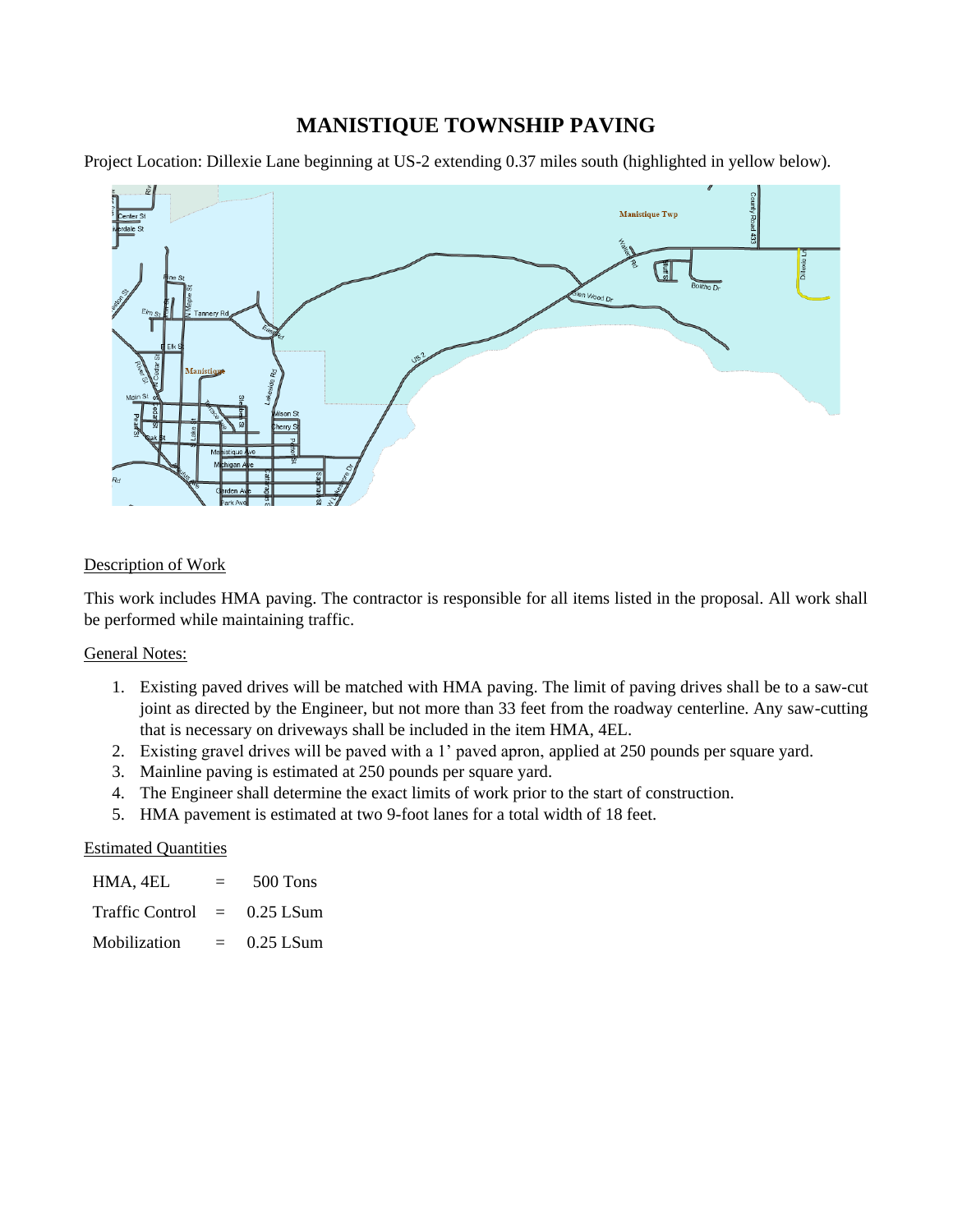# MANISTIQUE TOWNSHIP PAVING

Project Location: Dillexie Lane beginning at US-2 extending 0.37 miles south (highlighted in yellow below).

Description of Work

This work includes HMA paving. The contractor is responsible for all items listed in the proposal. All work shall be performed while maintaining traffic.

General Notes:

1. Existing paved drives will be matched with HMA paving. The limit of paving drives shall be to a saw-cut joint as directed by the Engineer, but not more than 33 feet from the roadway centerline. Any saw-cutting that is necessary on driveways shall be included in the item HMA, 4EL.
2. Existing gravel drives will be paved with a 1' paved apron, applied at 250 pounds per square yard.
3. Mainline paving is estimated at 250 pounds per square yard.
4. The Engineer shall determine the exact limits of work prior to the start of construction.
5. HMA pavement is estimated at two 9-foot lanes for a total width of 18 feet.

Estimated Quantities

| | | |
|---|---|---|
| HMA, 4EL | = | 500 Tons |
| Traffic Control | = | 0.25 LSum |
| Mobilization | = | 0.25 LSum |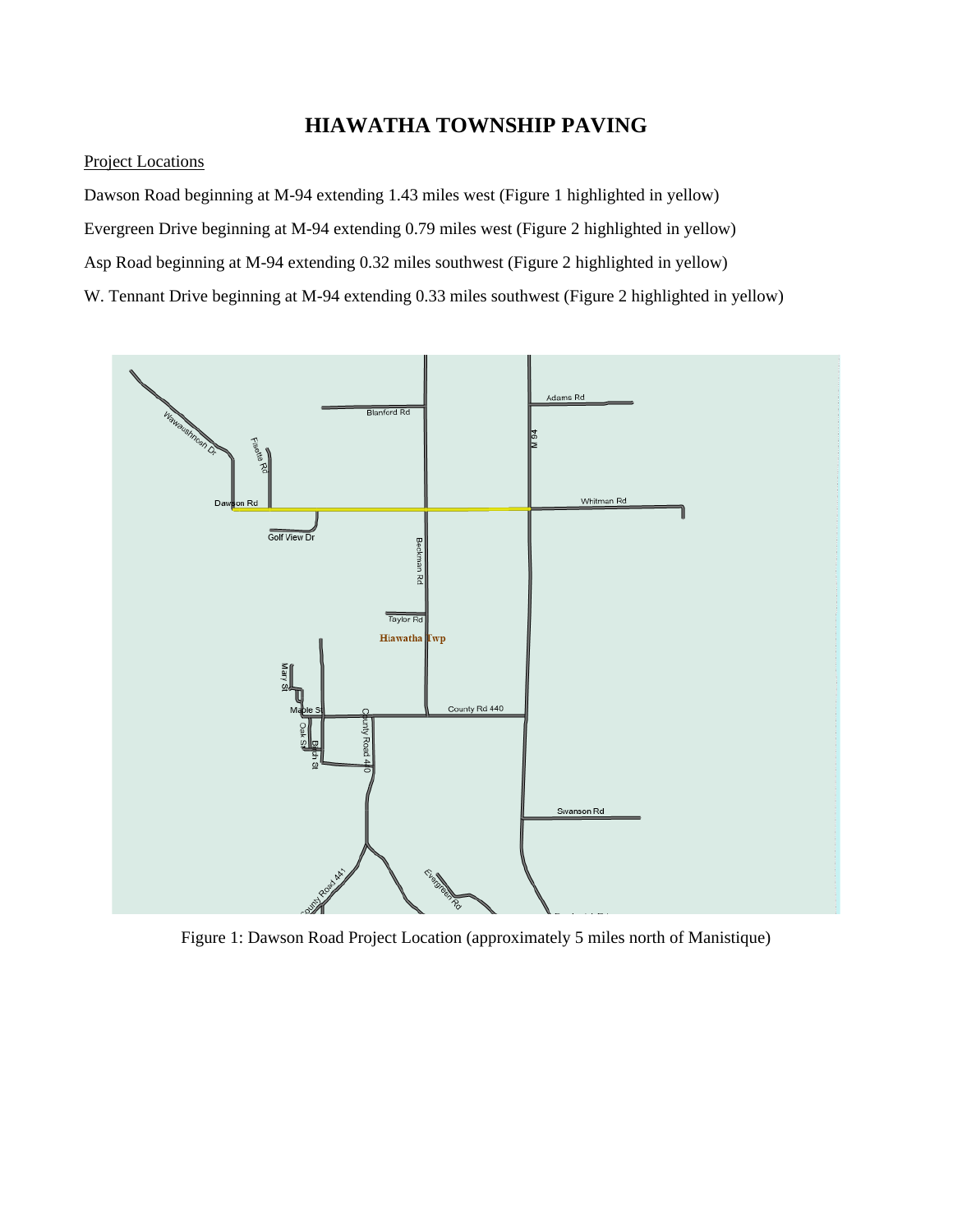# HIAWATHA TOWNSHIP PAVING

Project Locations

Dawson Road beginning at M-94 extending 1.43 miles west (Figure 1 highlighted in yellow)

Evergreen Drive beginning at M-94 extending 0.79 miles west (Figure 2 highlighted in yellow)

Asp Road beginning at M-94 extending 0.32 miles southwest (Figure 2 highlighted in yellow)

W. Tennant Drive beginning at M-94 extending 0.33 miles southwest (Figure 2 highlighted in yellow)

Figure 1: Dawson Road Project Location (approximately 5 miles north of Manistique)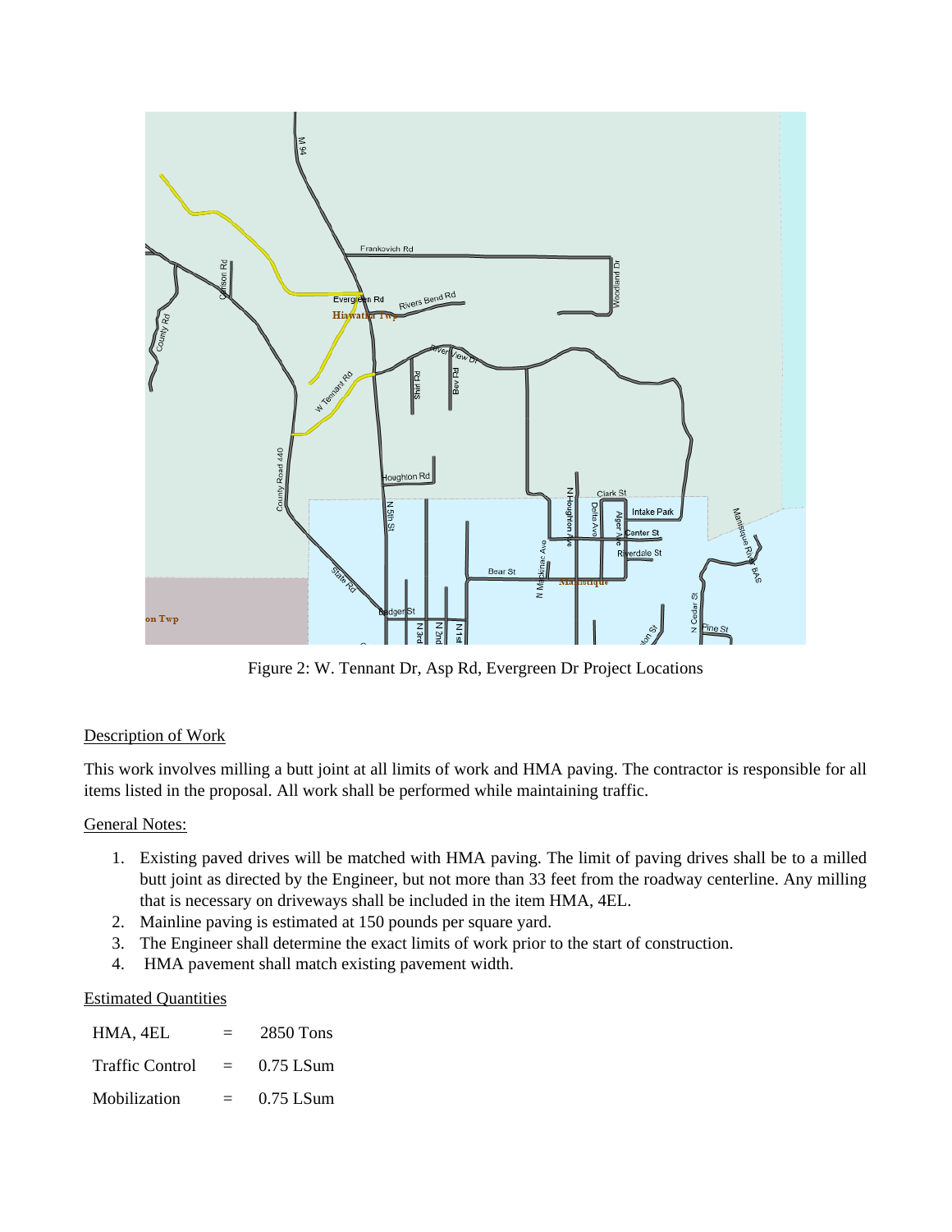Figure 2: W. Tennant Dr, Asp Rd, Evergreen Dr Project Locations

Description of Work

This work involves milling a butt joint at all limits of work and HMA paving. The contractor is responsible for all items listed in the proposal. All work shall be performed while maintaining traffic.

General Notes:

1. Existing paved drives will be matched with HMA paving. The limit of paving drives shall be to a milled butt joint as directed by the Engineer, but not more than 33 feet from the roadway centerline. Any milling that is necessary on driveways shall be included in the item HMA, 4EL.
2. Mainline paving is estimated at 150 pounds per square yard.
3. The Engineer shall determine the exact limits of work prior to the start of construction.
4. HMA pavement shall match existing pavement width.

Estimated Quantities

| | | |
|---|---|---|
| HMA, 4EL | = | 2850 Tons |
| Traffic Control | = | 0.75 LSum |
| Mobilization | = | 0.75 LSum |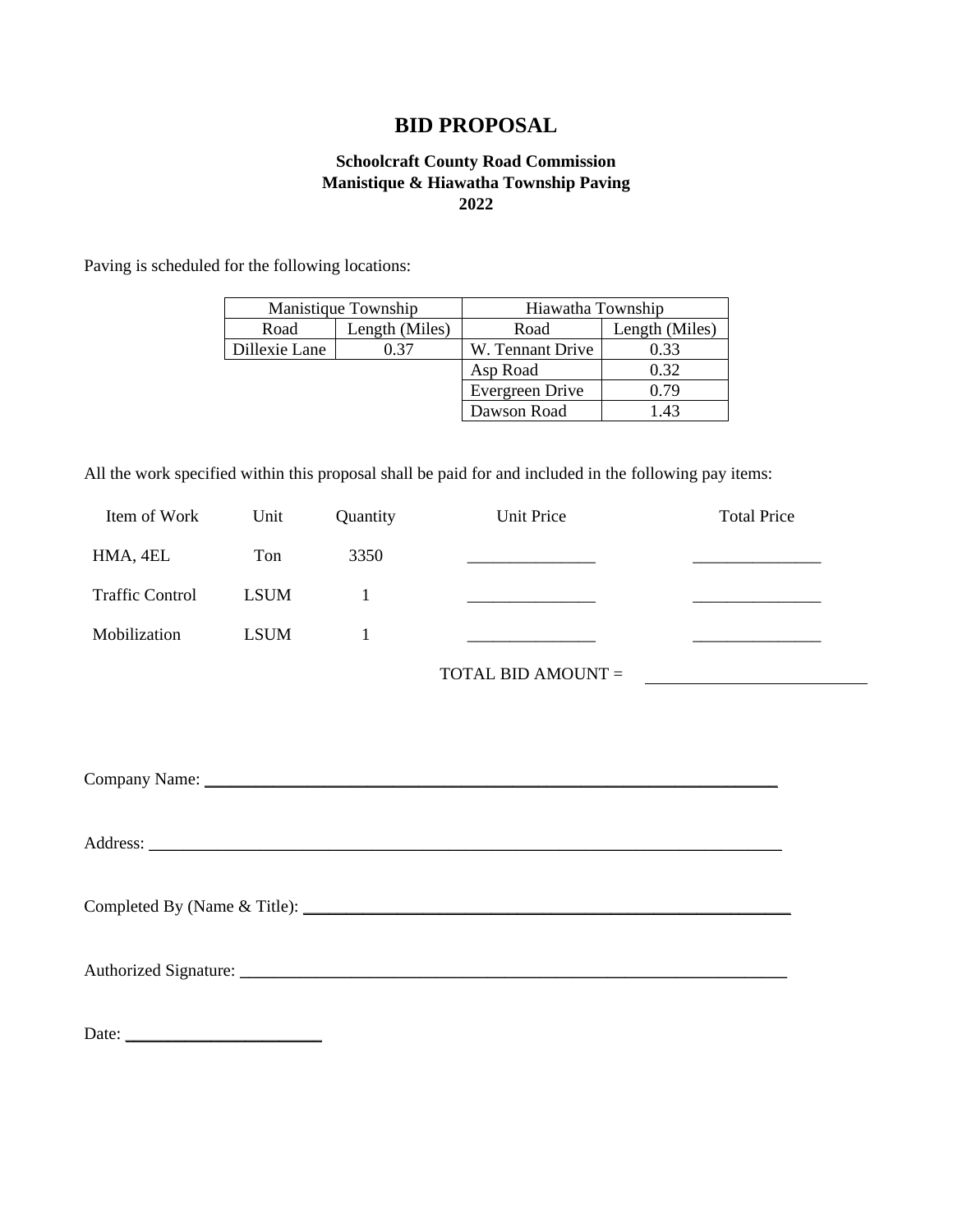# BID PROPOSAL

### Schoolcraft County Road Commission
### Manistique & Hiawatha Township Paving
### 2022

Paving is scheduled for the following locations:

| Manistique Township | | Hiawatha Township | |
|---|---|---|---|
| Road | Length (Miles) | Road | Length (Miles) |
| Dillexie Lane | 0.37 | W. Tennant Drive | 0.33 |
| | | Asp Road | 0.32 |
| | | Evergreen Drive | 0.79 |
| | | Dawson Road | 1.43 |

All the work specified within this proposal shall be paid for and included in the following pay items:

| Item of Work | Unit | Quantity | Unit Price | Total Price |
|---|---|---|---|---|
| HMA, 4EL | Ton | 3350 | _______________ | _______________ |
| Traffic Control | LSUM | 1 | _______________ | _______________ |
| Mobilization | LSUM | 1 | _______________ | _______________ |
| | | | TOTAL BID AMOUNT = | ___________________________ |

Company Name: ______________________________________________________________________

Address: ___________________________________________________________________________

Completed By (Name & Title): ______________________________________________________

Authorized Signature: _____________________________________________________________

Date: _______________________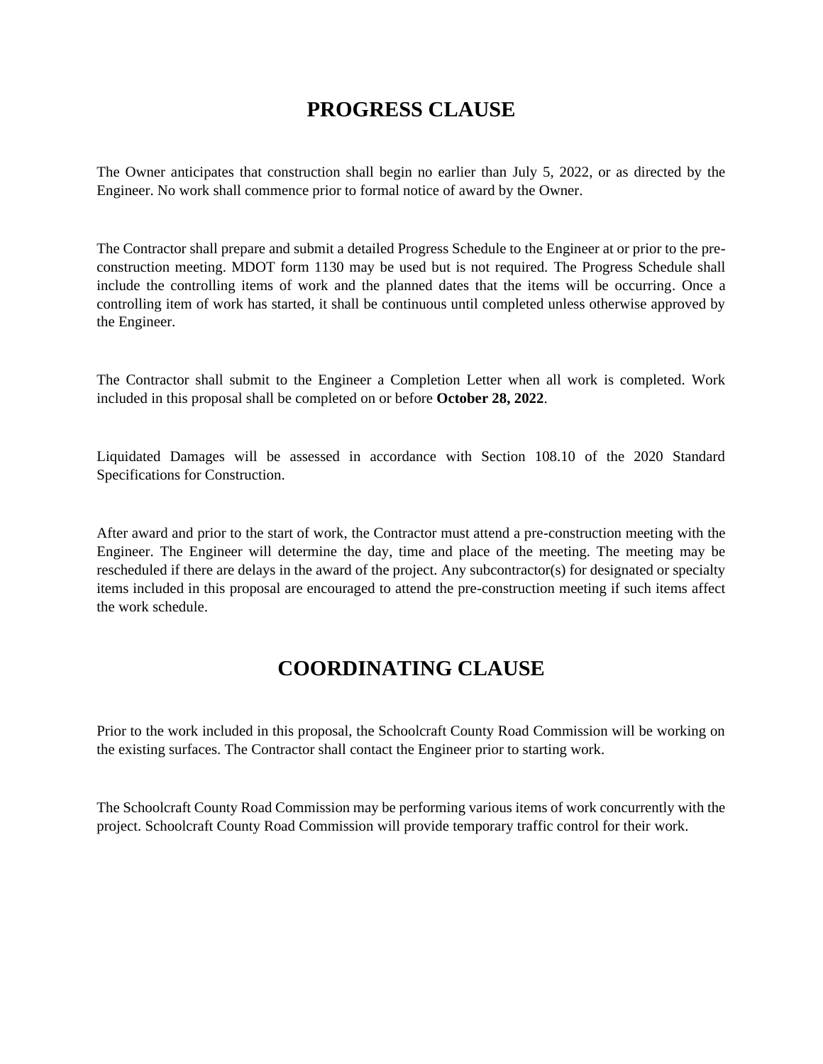# PROGRESS CLAUSE

The Owner anticipates that construction shall begin no earlier than July 5, 2022, or as directed by the Engineer. No work shall commence prior to formal notice of award by the Owner.

The Contractor shall prepare and submit a detailed Progress Schedule to the Engineer at or prior to the pre-construction meeting. MDOT form 1130 may be used but is not required. The Progress Schedule shall include the controlling items of work and the planned dates that the items will be occurring. Once a controlling item of work has started, it shall be continuous until completed unless otherwise approved by the Engineer.

The Contractor shall submit to the Engineer a Completion Letter when all work is completed. Work included in this proposal shall be completed on or before **October 28, 2022**.

Liquidated Damages will be assessed in accordance with Section 108.10 of the 2020 Standard Specifications for Construction.

After award and prior to the start of work, the Contractor must attend a pre-construction meeting with the Engineer. The Engineer will determine the day, time and place of the meeting. The meeting may be rescheduled if there are delays in the award of the project. Any subcontractor(s) for designated or specialty items included in this proposal are encouraged to attend the pre-construction meeting if such items affect the work schedule.

# COORDINATING CLAUSE

Prior to the work included in this proposal, the Schoolcraft County Road Commission will be working on the existing surfaces. The Contractor shall contact the Engineer prior to starting work.

The Schoolcraft County Road Commission may be performing various items of work concurrently with the project. Schoolcraft County Road Commission will provide temporary traffic control for their work.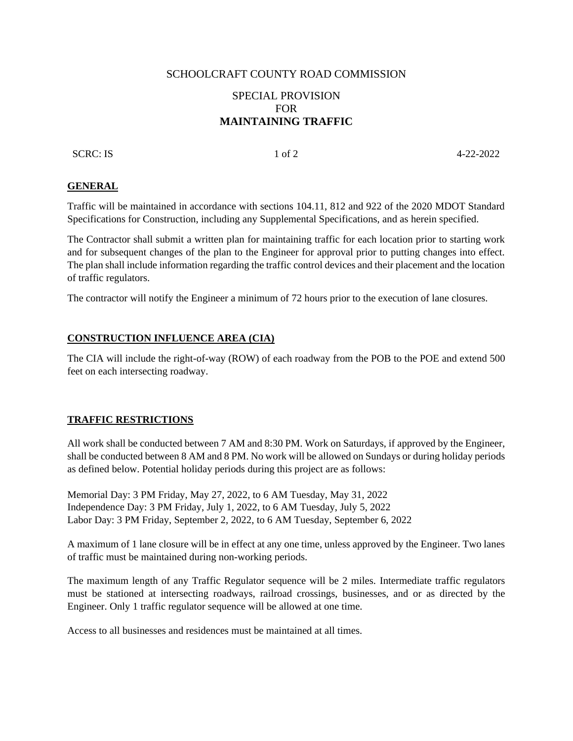SCHOOLCRAFT COUNTY ROAD COMMISSION

SPECIAL PROVISION
FOR
**MAINTAINING TRAFFIC**

SCRC: IS 4-22-2022

## GENERAL

Traffic will be maintained in accordance with sections 104.11, 812 and 922 of the 2020 MDOT Standard Specifications for Construction, including any Supplemental Specifications, and as herein specified.

The Contractor shall submit a written plan for maintaining traffic for each location prior to starting work and for subsequent changes of the plan to the Engineer for approval prior to putting changes into effect. The plan shall include information regarding the traffic control devices and their placement and the location of traffic regulators.

The contractor will notify the Engineer a minimum of 72 hours prior to the execution of lane closures.

## CONSTRUCTION INFLUENCE AREA (CIA)

The CIA will include the right-of-way (ROW) of each roadway from the POB to the POE and extend 500 feet on each intersecting roadway.

## TRAFFIC RESTRICTIONS

All work shall be conducted between 7 AM and 8:30 PM. Work on Saturdays, if approved by the Engineer, shall be conducted between 8 AM and 8 PM. No work will be allowed on Sundays or during holiday periods as defined below. Potential holiday periods during this project are as follows:

Memorial Day: 3 PM Friday, May 27, 2022, to 6 AM Tuesday, May 31, 2022
Independence Day: 3 PM Friday, July 1, 2022, to 6 AM Tuesday, July 5, 2022
Labor Day: 3 PM Friday, September 2, 2022, to 6 AM Tuesday, September 6, 2022

A maximum of 1 lane closure will be in effect at any one time, unless approved by the Engineer. Two lanes of traffic must be maintained during non-working periods.

The maximum length of any Traffic Regulator sequence will be 2 miles. Intermediate traffic regulators must be stationed at intersecting roadways, railroad crossings, businesses, and or as directed by the Engineer. Only 1 traffic regulator sequence will be allowed at one time.

Access to all businesses and residences must be maintained at all times.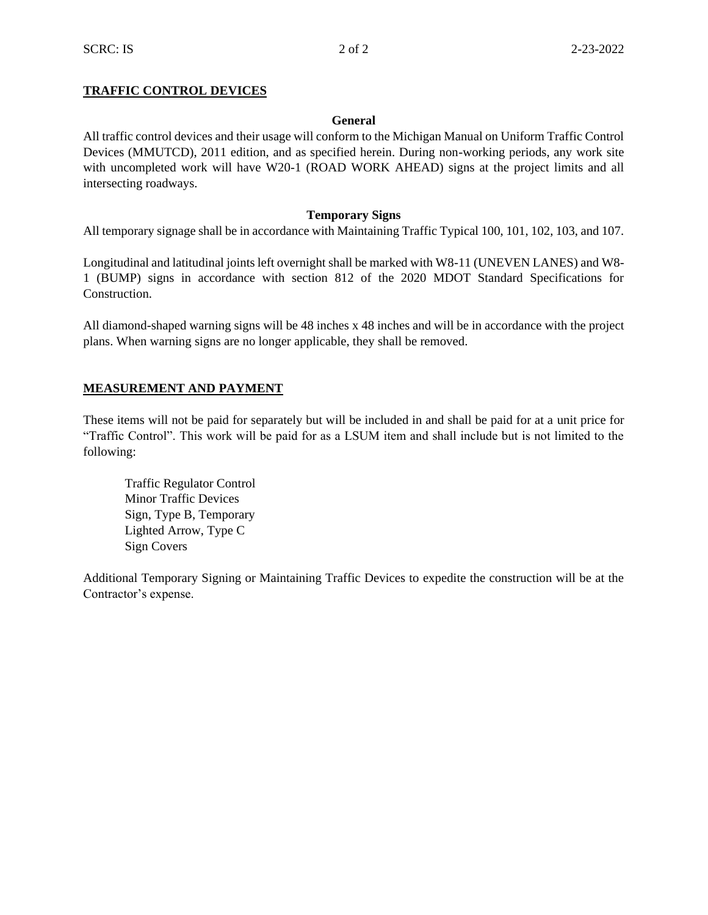## TRAFFIC CONTROL DEVICES

### General

All traffic control devices and their usage will conform to the Michigan Manual on Uniform Traffic Control Devices (MMUTCD), 2011 edition, and as specified herein. During non-working periods, any work site with uncompleted work will have W20-1 (ROAD WORK AHEAD) signs at the project limits and all intersecting roadways.

### Temporary Signs

All temporary signage shall be in accordance with Maintaining Traffic Typical 100, 101, 102, 103, and 107.

Longitudinal and latitudinal joints left overnight shall be marked with W8-11 (UNEVEN LANES) and W8-1 (BUMP) signs in accordance with section 812 of the 2020 MDOT Standard Specifications for Construction.

All diamond-shaped warning signs will be 48 inches x 48 inches and will be in accordance with the project plans. When warning signs are no longer applicable, they shall be removed.

## MEASUREMENT AND PAYMENT

These items will not be paid for separately but will be included in and shall be paid for at a unit price for "Traffic Control". This work will be paid for as a LSUM item and shall include but is not limited to the following:

- Traffic Regulator Control
- Minor Traffic Devices
- Sign, Type B, Temporary
- Lighted Arrow, Type C
- Sign Covers

Additional Temporary Signing or Maintaining Traffic Devices to expedite the construction will be at the Contractor's expense.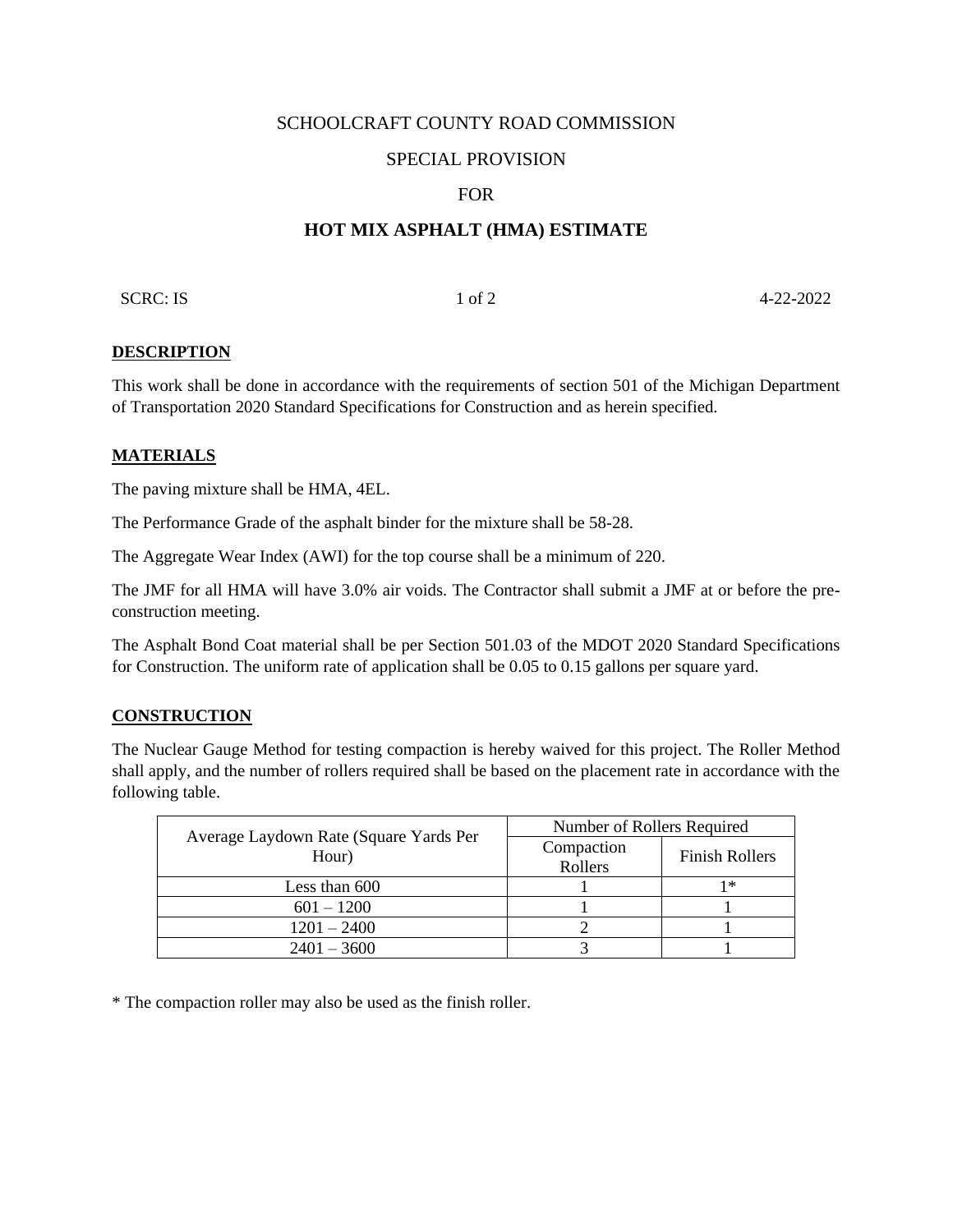SCHOOLCRAFT COUNTY ROAD COMMISSION

SPECIAL PROVISION

FOR

# HOT MIX ASPHALT (HMA) ESTIMATE

SCRC: IS 4-22-2022

## DESCRIPTION

This work shall be done in accordance with the requirements of section 501 of the Michigan Department of Transportation 2020 Standard Specifications for Construction and as herein specified.

## MATERIALS

The paving mixture shall be HMA, 4EL.

The Performance Grade of the asphalt binder for the mixture shall be 58-28.

The Aggregate Wear Index (AWI) for the top course shall be a minimum of 220.

The JMF for all HMA will have 3.0% air voids. The Contractor shall submit a JMF at or before the pre-construction meeting.

The Asphalt Bond Coat material shall be per Section 501.03 of the MDOT 2020 Standard Specifications for Construction. The uniform rate of application shall be 0.05 to 0.15 gallons per square yard.

## CONSTRUCTION

The Nuclear Gauge Method for testing compaction is hereby waived for this project. The Roller Method shall apply, and the number of rollers required shall be based on the placement rate in accordance with the following table.

| Average Laydown Rate (Square Yards Per Hour) | Number of Rollers Required | |
|---|---|---|
| | Compaction Rollers | Finish Rollers |
| Less than 600 | 1 | 1* |
| 601 – 1200 | 1 | 1 |
| 1201 – 2400 | 2 | 1 |
| 2401 – 3600 | 3 | 1 |

* The compaction roller may also be used as the finish roller.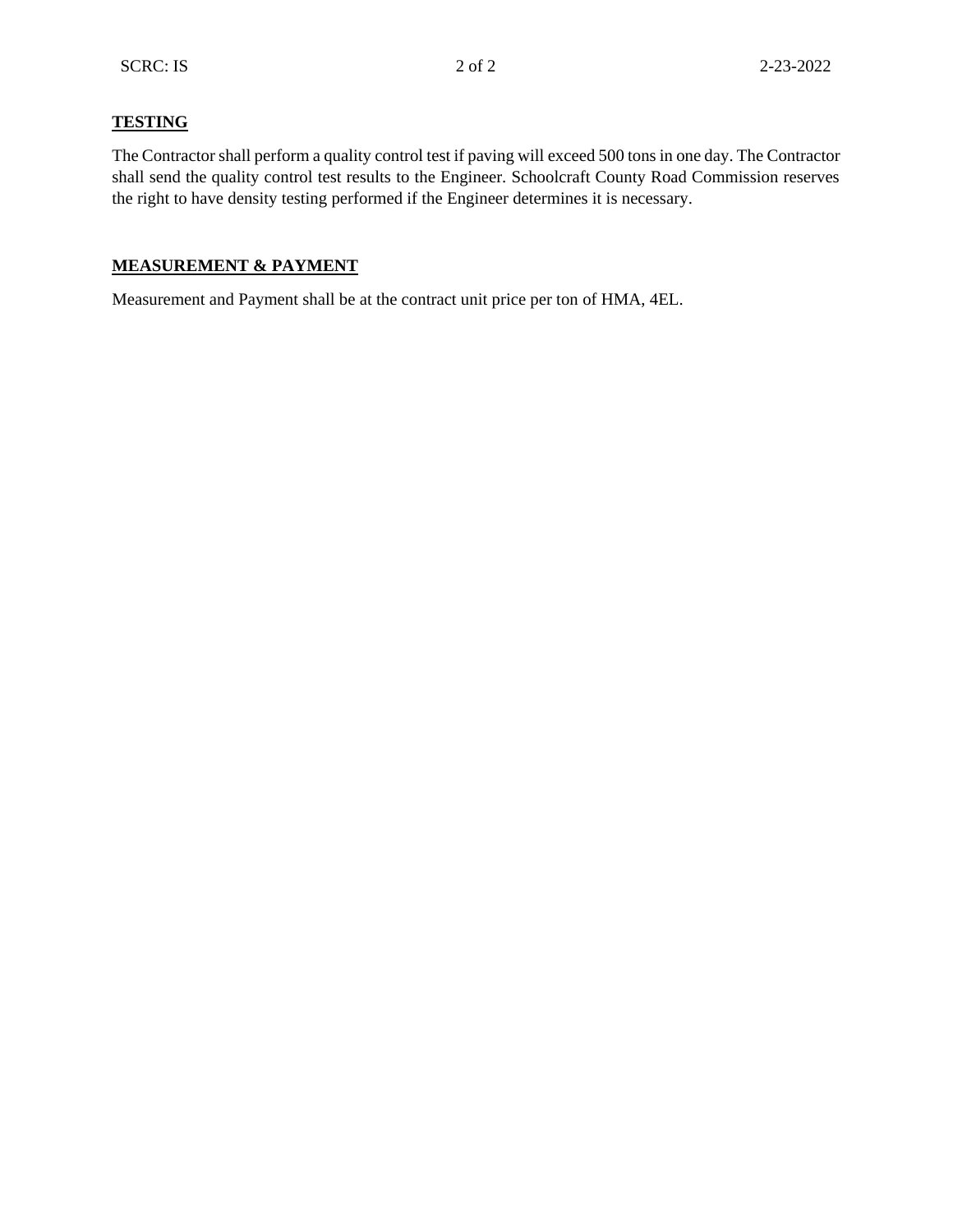## TESTING

The Contractor shall perform a quality control test if paving will exceed 500 tons in one day. The Contractor shall send the quality control test results to the Engineer. Schoolcraft County Road Commission reserves the right to have density testing performed if the Engineer determines it is necessary.

## MEASUREMENT & PAYMENT

Measurement and Payment shall be at the contract unit price per ton of HMA, 4EL.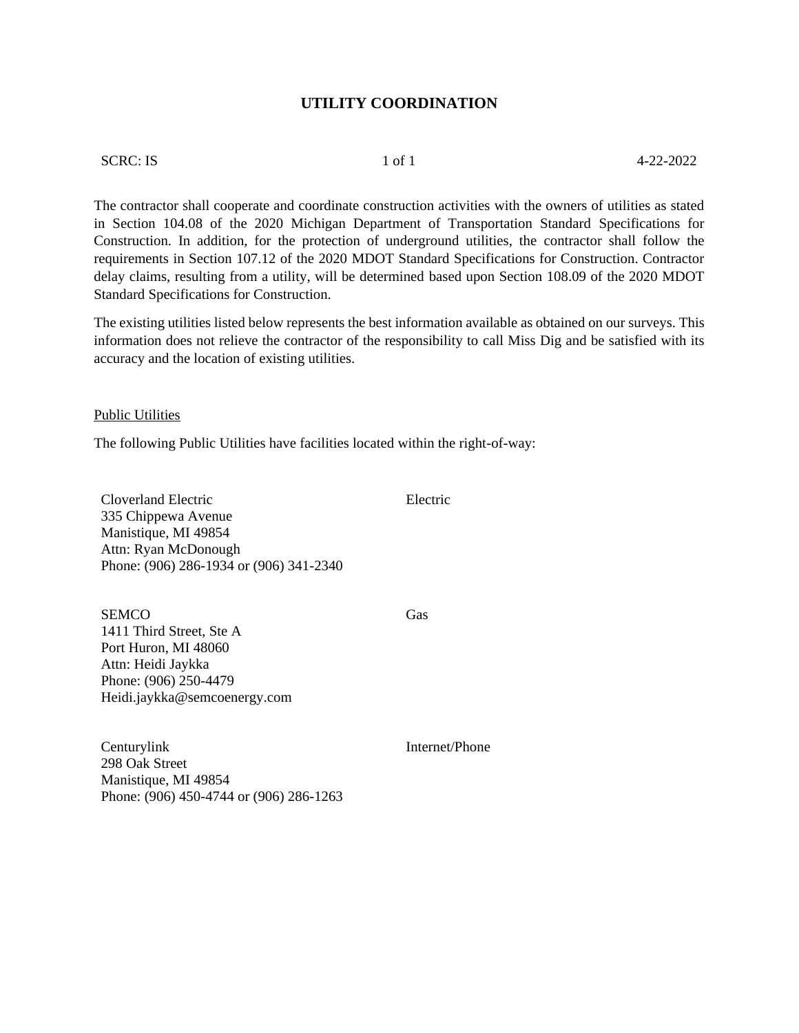# UTILITY COORDINATION

SCRC: IS 4-22-2022

The contractor shall cooperate and coordinate construction activities with the owners of utilities as stated in Section 104.08 of the 2020 Michigan Department of Transportation Standard Specifications for Construction. In addition, for the protection of underground utilities, the contractor shall follow the requirements in Section 107.12 of the 2020 MDOT Standard Specifications for Construction. Contractor delay claims, resulting from a utility, will be determined based upon Section 108.09 of the 2020 MDOT Standard Specifications for Construction.

The existing utilities listed below represents the best information available as obtained on our surveys. This information does not relieve the contractor of the responsibility to call Miss Dig and be satisfied with its accuracy and the location of existing utilities.

<u>Public Utilities</u>

The following Public Utilities have facilities located within the right-of-way:

| | |
|---|---|
| Cloverland Electric<br>335 Chippewa Avenue<br>Manistique, MI 49854<br>Attn: Ryan McDonough<br>Phone: (906) 286-1934 or (906) 341-2340 | Electric |
| SEMCO<br>1411 Third Street, Ste A<br>Port Huron, MI 48060<br>Attn: Heidi Jaykka<br>Phone: (906) 250-4479<br>Heidi.jaykka@semcoenergy.com | Gas |
| Centurylink<br>298 Oak Street<br>Manistique, MI 49854<br>Phone: (906) 450-4744 or (906) 286-1263 | Internet/Phone |